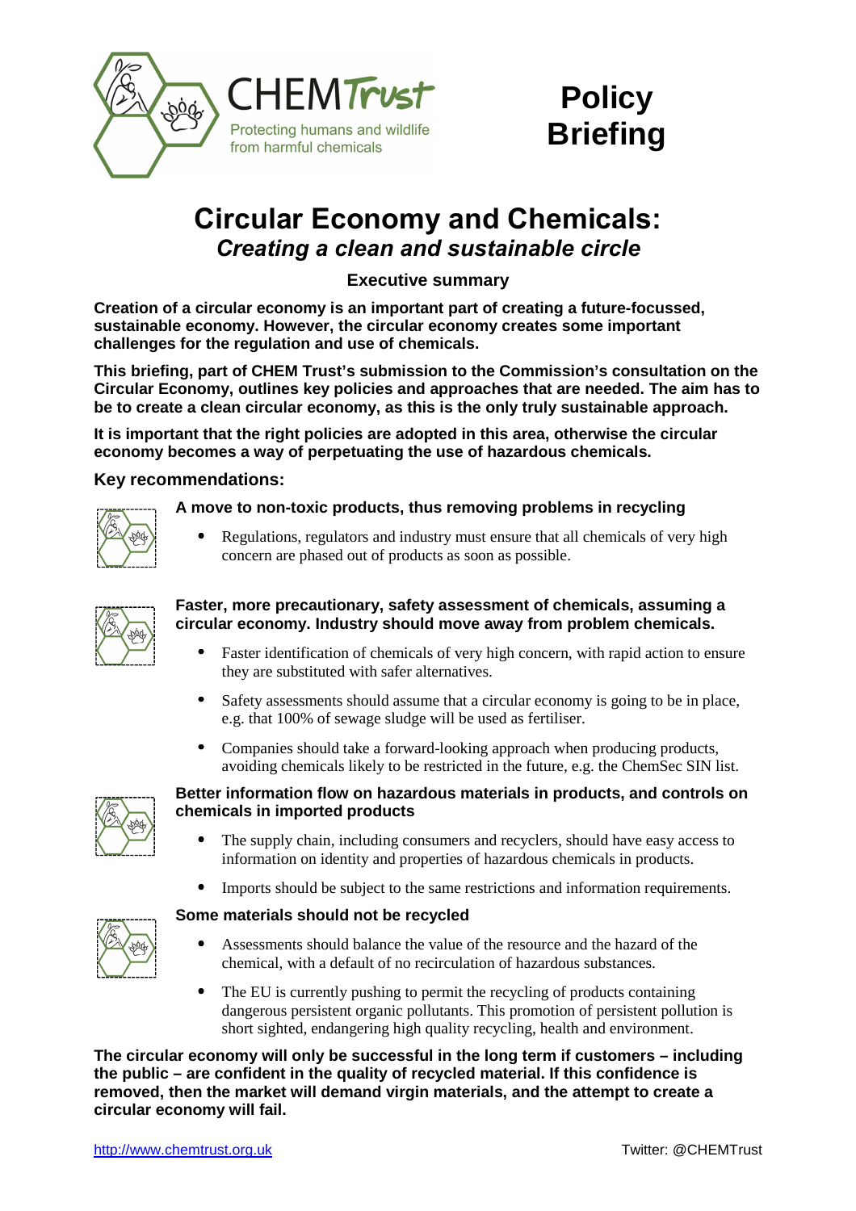CHEM Trust

Protecting humans and wildlife from harmful chemicals

**Policy Briefing**

# Circular Economy and Chemicals:
## *Creating a clean and sustainable circle*

### Executive summary

**Creation of a circular economy is an important part of creating a future-focussed, sustainable economy. However, the circular economy creates some important challenges for the regulation and use of chemicals.**

**This briefing, part of CHEM Trust's submission to the Commission's consultation on the Circular Economy, outlines key policies and approaches that are needed. The aim has to be to create a clean circular economy, as this is the only truly sustainable approach.**

**It is important that the right policies are adopted in this area, otherwise the circular economy becomes a way of perpetuating the use of hazardous chemicals.**

### Key recommendations:

**A move to non-toxic products, thus removing problems in recycling**

- Regulations, regulators and industry must ensure that all chemicals of very high concern are phased out of products as soon as possible.

**Faster, more precautionary, safety assessment of chemicals, assuming a circular economy. Industry should move away from problem chemicals.**

- Faster identification of chemicals of very high concern, with rapid action to ensure they are substituted with safer alternatives.
- Safety assessments should assume that a circular economy is going to be in place, e.g. that 100% of sewage sludge will be used as fertiliser.
- Companies should take a forward-looking approach when producing products, avoiding chemicals likely to be restricted in the future, e.g. the ChemSec SIN list.

**Better information flow on hazardous materials in products, and controls on chemicals in imported products**

- The supply chain, including consumers and recyclers, should have easy access to information on identity and properties of hazardous chemicals in products.
- Imports should be subject to the same restrictions and information requirements.

**Some materials should not be recycled**

- Assessments should balance the value of the resource and the hazard of the chemical, with a default of no recirculation of hazardous substances.
- The EU is currently pushing to permit the recycling of products containing dangerous persistent organic pollutants. This promotion of persistent pollution is short sighted, endangering high quality recycling, health and environment.

**The circular economy will only be successful in the long term if customers – including the public – are confident in the quality of recycled material. If this confidence is removed, then the market will demand virgin materials, and the attempt to create a circular economy will fail.**

http://www.chemtrust.org.uk    Twitter: @CHEMTrust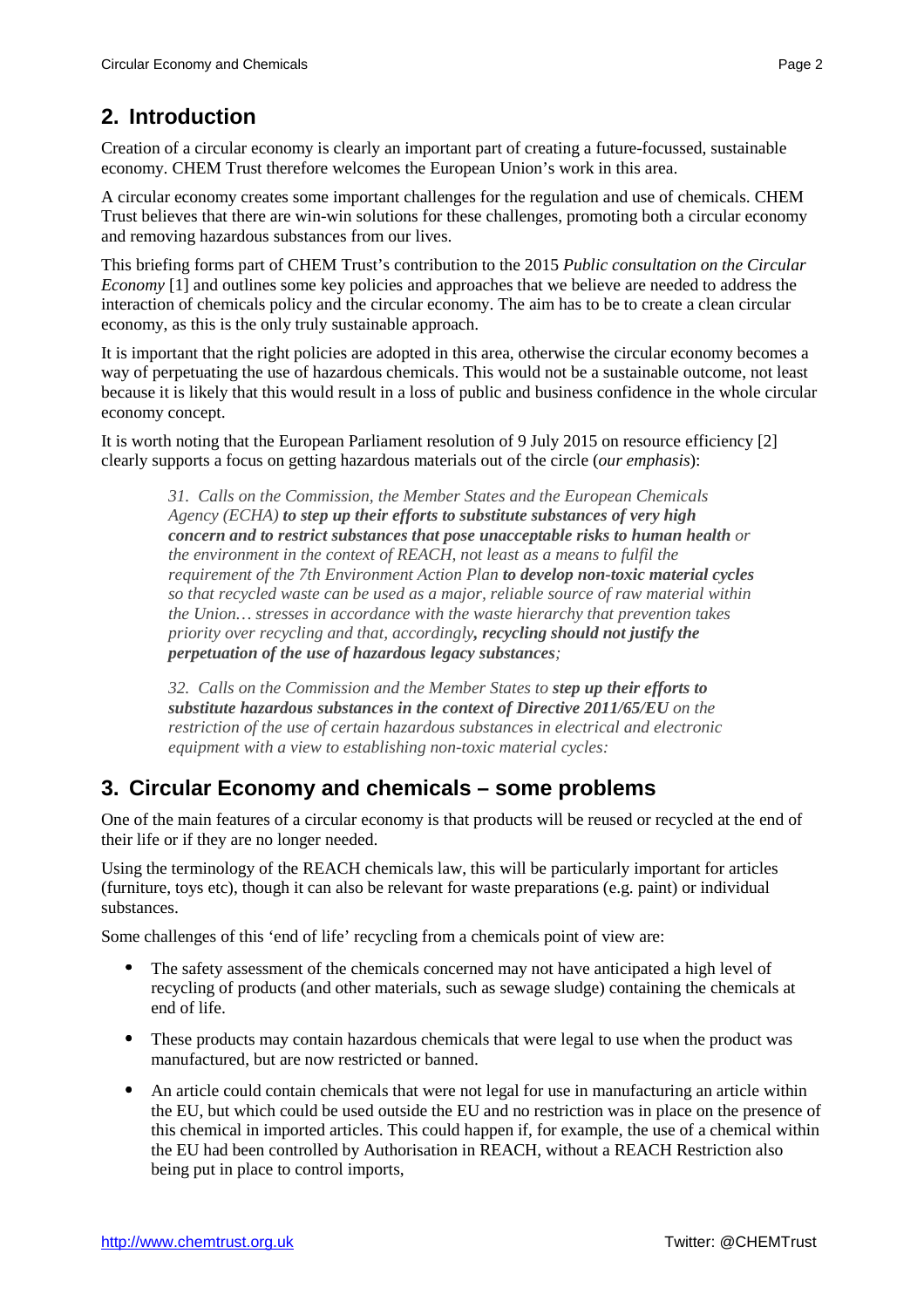## 2. Introduction

Creation of a circular economy is clearly an important part of creating a future-focussed, sustainable economy. CHEM Trust therefore welcomes the European Union's work in this area.

A circular economy creates some important challenges for the regulation and use of chemicals. CHEM Trust believes that there are win-win solutions for these challenges, promoting both a circular economy and removing hazardous substances from our lives.

This briefing forms part of CHEM Trust's contribution to the 2015 *Public consultation on the Circular Economy* [1] and outlines some key policies and approaches that we believe are needed to address the interaction of chemicals policy and the circular economy. The aim has to be to create a clean circular economy, as this is the only truly sustainable approach.

It is important that the right policies are adopted in this area, otherwise the circular economy becomes a way of perpetuating the use of hazardous chemicals. This would not be a sustainable outcome, not least because it is likely that this would result in a loss of public and business confidence in the whole circular economy concept.

It is worth noting that the European Parliament resolution of 9 July 2015 on resource efficiency [2] clearly supports a focus on getting hazardous materials out of the circle (*our emphasis*):

> *31. Calls on the Commission, the Member States and the European Chemicals Agency (ECHA)* ***to step up their efforts to substitute substances of very high concern and to restrict substances that pose unacceptable risks to human health*** *or the environment in the context of REACH, not least as a means to fulfil the requirement of the 7th Environment Action Plan* ***to develop non-toxic material cycles*** *so that recycled waste can be used as a major, reliable source of raw material within the Union… stresses in accordance with the waste hierarchy that prevention takes priority over recycling and that, accordingly****, recycling should not justify the perpetuation of the use of hazardous legacy substances****;*
>
> *32. Calls on the Commission and the Member States to* ***step up their efforts to substitute hazardous substances in the context of Directive 2011/65/EU*** *on the restriction of the use of certain hazardous substances in electrical and electronic equipment with a view to establishing non-toxic material cycles:*

## 3. Circular Economy and chemicals – some problems

One of the main features of a circular economy is that products will be reused or recycled at the end of their life or if they are no longer needed.

Using the terminology of the REACH chemicals law, this will be particularly important for articles (furniture, toys etc), though it can also be relevant for waste preparations (e.g. paint) or individual substances.

Some challenges of this 'end of life' recycling from a chemicals point of view are:

- The safety assessment of the chemicals concerned may not have anticipated a high level of recycling of products (and other materials, such as sewage sludge) containing the chemicals at end of life.
- These products may contain hazardous chemicals that were legal to use when the product was manufactured, but are now restricted or banned.
- An article could contain chemicals that were not legal for use in manufacturing an article within the EU, but which could be used outside the EU and no restriction was in place on the presence of this chemical in imported articles. This could happen if, for example, the use of a chemical within the EU had been controlled by Authorisation in REACH, without a REACH Restriction also being put in place to control imports,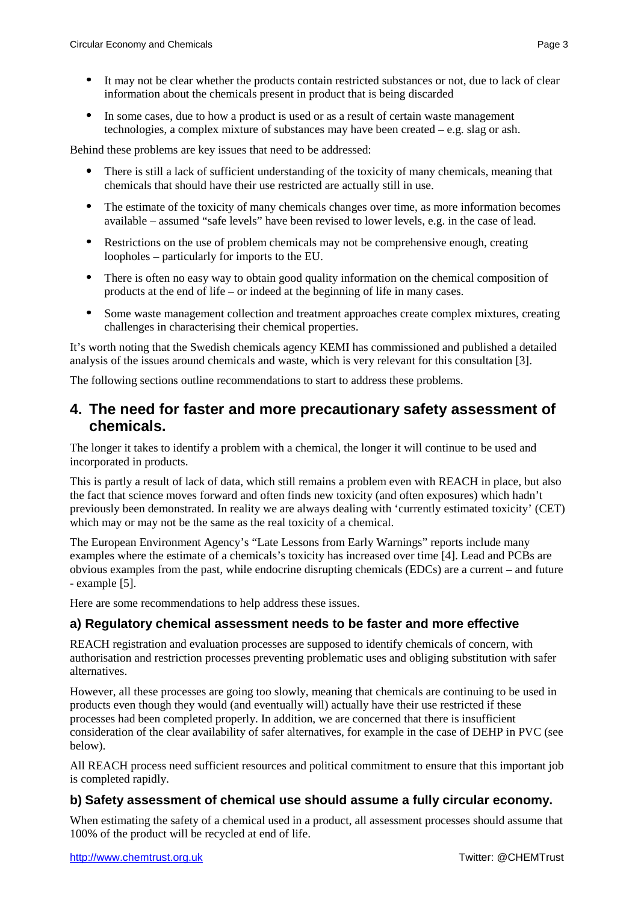- It may not be clear whether the products contain restricted substances or not, due to lack of clear information about the chemicals present in product that is being discarded
- In some cases, due to how a product is used or as a result of certain waste management technologies, a complex mixture of substances may have been created – e.g. slag or ash.

Behind these problems are key issues that need to be addressed:

- There is still a lack of sufficient understanding of the toxicity of many chemicals, meaning that chemicals that should have their use restricted are actually still in use.
- The estimate of the toxicity of many chemicals changes over time, as more information becomes available – assumed "safe levels" have been revised to lower levels, e.g. in the case of lead.
- Restrictions on the use of problem chemicals may not be comprehensive enough, creating loopholes – particularly for imports to the EU.
- There is often no easy way to obtain good quality information on the chemical composition of products at the end of life – or indeed at the beginning of life in many cases.
- Some waste management collection and treatment approaches create complex mixtures, creating challenges in characterising their chemical properties.

It's worth noting that the Swedish chemicals agency KEMI has commissioned and published a detailed analysis of the issues around chemicals and waste, which is very relevant for this consultation [3].

The following sections outline recommendations to start to address these problems.

## 4. The need for faster and more precautionary safety assessment of chemicals.

The longer it takes to identify a problem with a chemical, the longer it will continue to be used and incorporated in products.

This is partly a result of lack of data, which still remains a problem even with REACH in place, but also the fact that science moves forward and often finds new toxicity (and often exposures) which hadn't previously been demonstrated. In reality we are always dealing with 'currently estimated toxicity' (CET) which may or may not be the same as the real toxicity of a chemical.

The European Environment Agency's "Late Lessons from Early Warnings" reports include many examples where the estimate of a chemicals's toxicity has increased over time [4]. Lead and PCBs are obvious examples from the past, while endocrine disrupting chemicals (EDCs) are a current – and future - example [5].

Here are some recommendations to help address these issues.

### a) Regulatory chemical assessment needs to be faster and more effective

REACH registration and evaluation processes are supposed to identify chemicals of concern, with authorisation and restriction processes preventing problematic uses and obliging substitution with safer alternatives.

However, all these processes are going too slowly, meaning that chemicals are continuing to be used in products even though they would (and eventually will) actually have their use restricted if these processes had been completed properly. In addition, we are concerned that there is insufficient consideration of the clear availability of safer alternatives, for example in the case of DEHP in PVC (see below).

All REACH process need sufficient resources and political commitment to ensure that this important job is completed rapidly.

### b) Safety assessment of chemical use should assume a fully circular economy.

When estimating the safety of a chemical used in a product, all assessment processes should assume that 100% of the product will be recycled at end of life.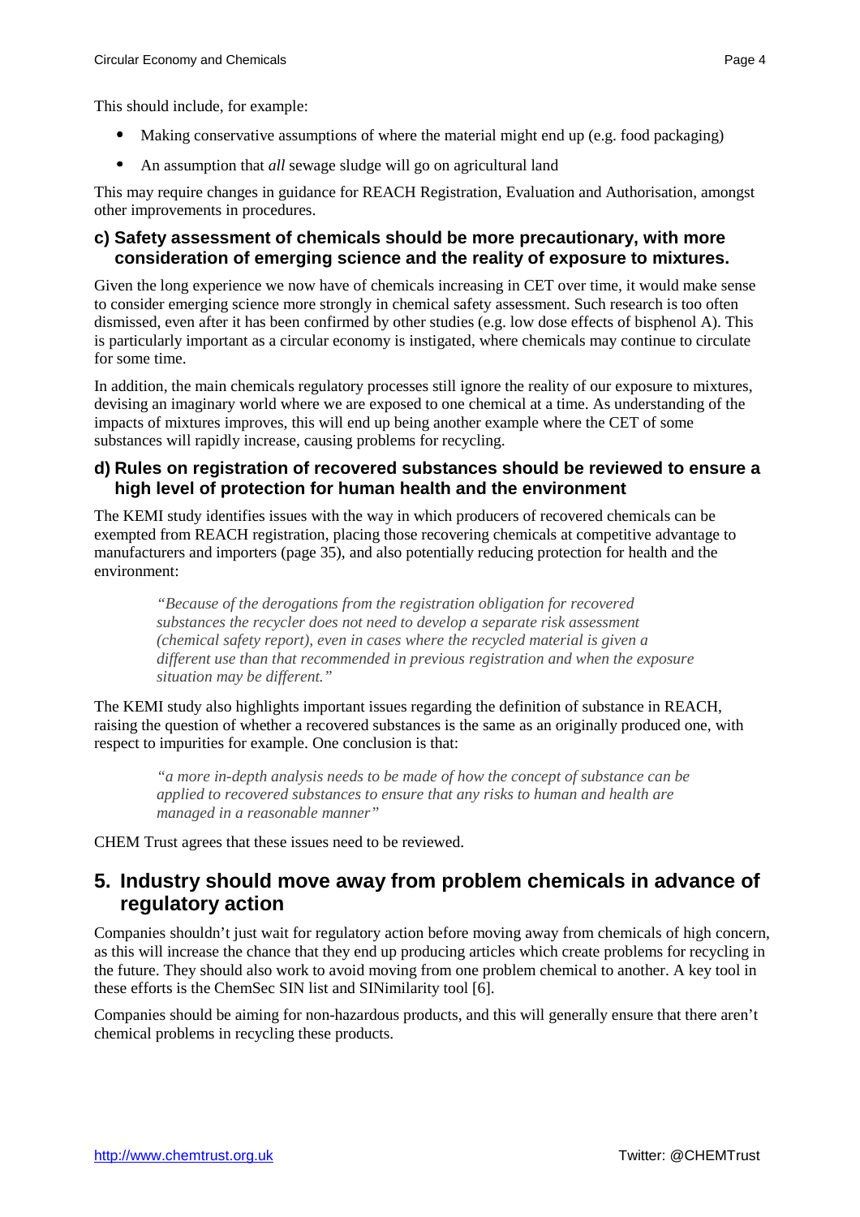This should include, for example:

- Making conservative assumptions of where the material might end up (e.g. food packaging)
- An assumption that *all* sewage sludge will go on agricultural land

This may require changes in guidance for REACH Registration, Evaluation and Authorisation, amongst other improvements in procedures.

### c) Safety assessment of chemicals should be more precautionary, with more consideration of emerging science and the reality of exposure to mixtures.

Given the long experience we now have of chemicals increasing in CET over time, it would make sense to consider emerging science more strongly in chemical safety assessment. Such research is too often dismissed, even after it has been confirmed by other studies (e.g. low dose effects of bisphenol A). This is particularly important as a circular economy is instigated, where chemicals may continue to circulate for some time.

In addition, the main chemicals regulatory processes still ignore the reality of our exposure to mixtures, devising an imaginary world where we are exposed to one chemical at a time. As understanding of the impacts of mixtures improves, this will end up being another example where the CET of some substances will rapidly increase, causing problems for recycling.

### d) Rules on registration of recovered substances should be reviewed to ensure a high level of protection for human health and the environment

The KEMI study identifies issues with the way in which producers of recovered chemicals can be exempted from REACH registration, placing those recovering chemicals at competitive advantage to manufacturers and importers (page 35), and also potentially reducing protection for health and the environment:

> *"Because of the derogations from the registration obligation for recovered substances the recycler does not need to develop a separate risk assessment (chemical safety report), even in cases where the recycled material is given a different use than that recommended in previous registration and when the exposure situation may be different."*

The KEMI study also highlights important issues regarding the definition of substance in REACH, raising the question of whether a recovered substances is the same as an originally produced one, with respect to impurities for example. One conclusion is that:

> *"a more in-depth analysis needs to be made of how the concept of substance can be applied to recovered substances to ensure that any risks to human and health are managed in a reasonable manner"*

CHEM Trust agrees that these issues need to be reviewed.

## 5. Industry should move away from problem chemicals in advance of regulatory action

Companies shouldn't just wait for regulatory action before moving away from chemicals of high concern, as this will increase the chance that they end up producing articles which create problems for recycling in the future. They should also work to avoid moving from one problem chemical to another. A key tool in these efforts is the ChemSec SIN list and SINimilarity tool [6].

Companies should be aiming for non-hazardous products, and this will generally ensure that there aren't chemical problems in recycling these products.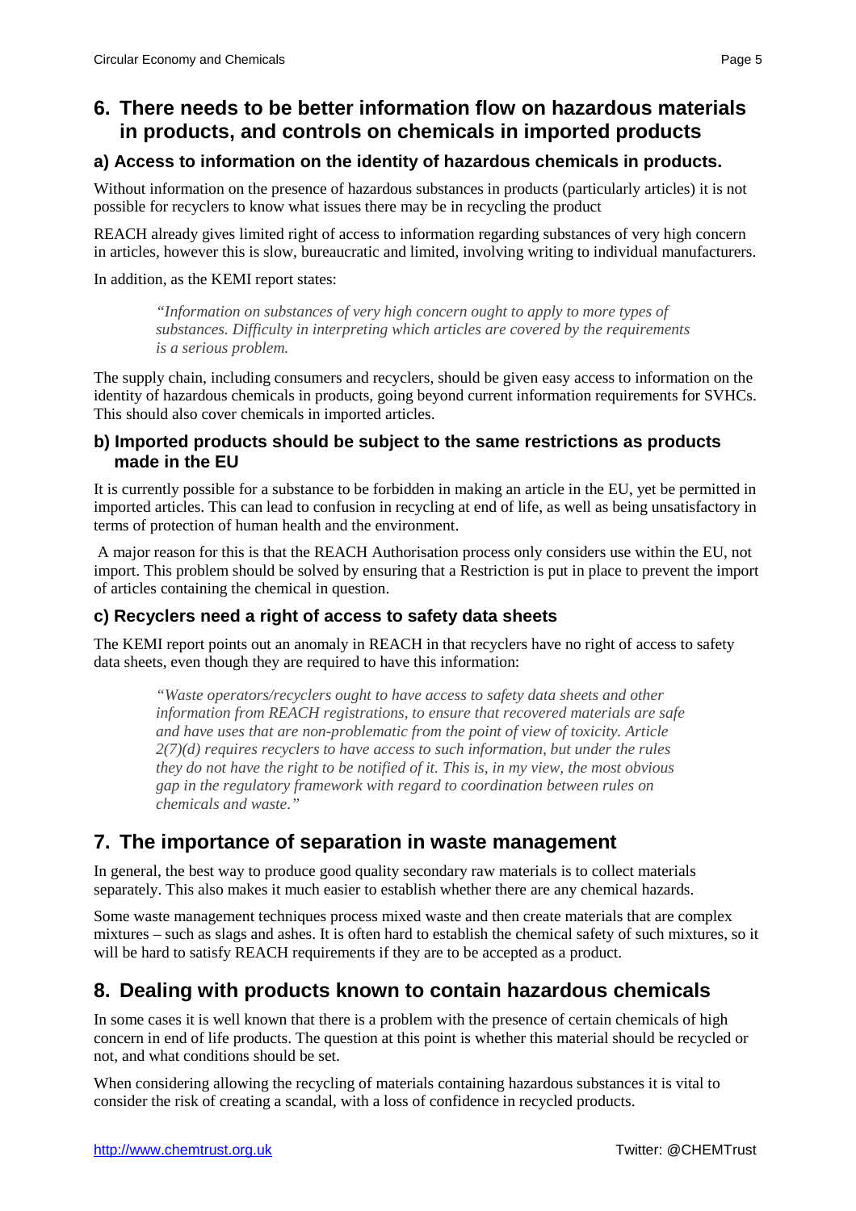## 6. There needs to be better information flow on hazardous materials in products, and controls on chemicals in imported products

### a) Access to information on the identity of hazardous chemicals in products.

Without information on the presence of hazardous substances in products (particularly articles) it is not possible for recyclers to know what issues there may be in recycling the product

REACH already gives limited right of access to information regarding substances of very high concern in articles, however this is slow, bureaucratic and limited, involving writing to individual manufacturers.

In addition, as the KEMI report states:

> *"Information on substances of very high concern ought to apply to more types of substances. Difficulty in interpreting which articles are covered by the requirements is a serious problem.*

The supply chain, including consumers and recyclers, should be given easy access to information on the identity of hazardous chemicals in products, going beyond current information requirements for SVHCs. This should also cover chemicals in imported articles.

### b) Imported products should be subject to the same restrictions as products made in the EU

It is currently possible for a substance to be forbidden in making an article in the EU, yet be permitted in imported articles. This can lead to confusion in recycling at end of life, as well as being unsatisfactory in terms of protection of human health and the environment.

A major reason for this is that the REACH Authorisation process only considers use within the EU, not import. This problem should be solved by ensuring that a Restriction is put in place to prevent the import of articles containing the chemical in question.

### c) Recyclers need a right of access to safety data sheets

The KEMI report points out an anomaly in REACH in that recyclers have no right of access to safety data sheets, even though they are required to have this information:

> *"Waste operators/recyclers ought to have access to safety data sheets and other information from REACH registrations, to ensure that recovered materials are safe and have uses that are non-problematic from the point of view of toxicity. Article 2(7)(d) requires recyclers to have access to such information, but under the rules they do not have the right to be notified of it. This is, in my view, the most obvious gap in the regulatory framework with regard to coordination between rules on chemicals and waste."*

## 7. The importance of separation in waste management

In general, the best way to produce good quality secondary raw materials is to collect materials separately. This also makes it much easier to establish whether there are any chemical hazards.

Some waste management techniques process mixed waste and then create materials that are complex mixtures – such as slags and ashes. It is often hard to establish the chemical safety of such mixtures, so it will be hard to satisfy REACH requirements if they are to be accepted as a product.

## 8. Dealing with products known to contain hazardous chemicals

In some cases it is well known that there is a problem with the presence of certain chemicals of high concern in end of life products. The question at this point is whether this material should be recycled or not, and what conditions should be set.

When considering allowing the recycling of materials containing hazardous substances it is vital to consider the risk of creating a scandal, with a loss of confidence in recycled products.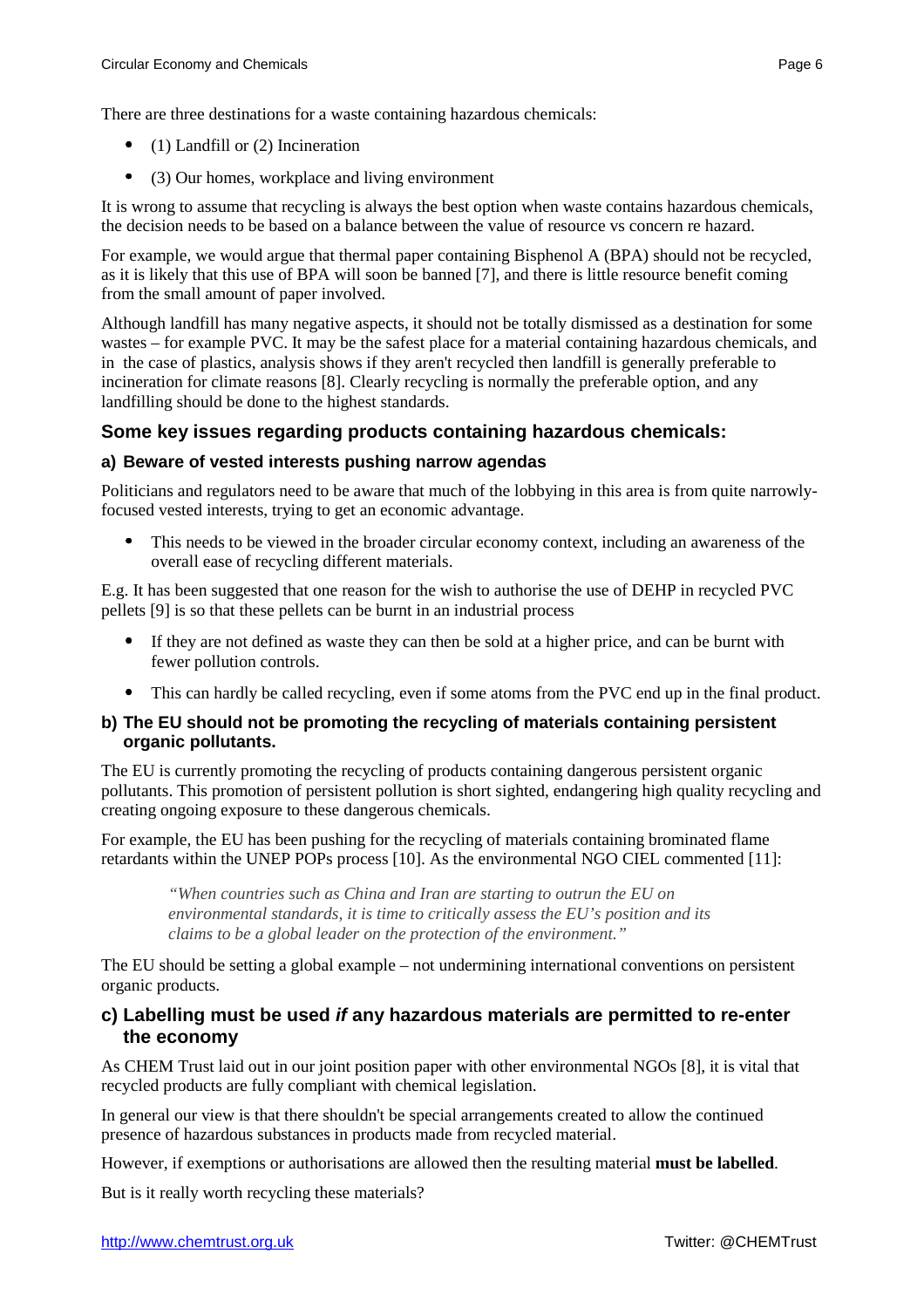There are three destinations for a waste containing hazardous chemicals:

- (1) Landfill or (2) Incineration
- (3) Our homes, workplace and living environment

It is wrong to assume that recycling is always the best option when waste contains hazardous chemicals, the decision needs to be based on a balance between the value of resource vs concern re hazard.

For example, we would argue that thermal paper containing Bisphenol A (BPA) should not be recycled, as it is likely that this use of BPA will soon be banned [7], and there is little resource benefit coming from the small amount of paper involved.

Although landfill has many negative aspects, it should not be totally dismissed as a destination for some wastes – for example PVC. It may be the safest place for a material containing hazardous chemicals, and in the case of plastics, analysis shows if they aren't recycled then landfill is generally preferable to incineration for climate reasons [8]. Clearly recycling is normally the preferable option, and any landfilling should be done to the highest standards.

## Some key issues regarding products containing hazardous chemicals:

### a) Beware of vested interests pushing narrow agendas

Politicians and regulators need to be aware that much of the lobbying in this area is from quite narrowly-focused vested interests, trying to get an economic advantage.

- This needs to be viewed in the broader circular economy context, including an awareness of the overall ease of recycling different materials.

E.g. It has been suggested that one reason for the wish to authorise the use of DEHP in recycled PVC pellets [9] is so that these pellets can be burnt in an industrial process

- If they are not defined as waste they can then be sold at a higher price, and can be burnt with fewer pollution controls.
- This can hardly be called recycling, even if some atoms from the PVC end up in the final product.

### b) The EU should not be promoting the recycling of materials containing persistent organic pollutants.

The EU is currently promoting the recycling of products containing dangerous persistent organic pollutants. This promotion of persistent pollution is short sighted, endangering high quality recycling and creating ongoing exposure to these dangerous chemicals.

For example, the EU has been pushing for the recycling of materials containing brominated flame retardants within the UNEP POPs process [10]. As the environmental NGO CIEL commented [11]:

> *"When countries such as China and Iran are starting to outrun the EU on environmental standards, it is time to critically assess the EU's position and its claims to be a global leader on the protection of the environment."*

The EU should be setting a global example – not undermining international conventions on persistent organic products.

### c) Labelling must be used *if* any hazardous materials are permitted to re-enter the economy

As CHEM Trust laid out in our joint position paper with other environmental NGOs [8], it is vital that recycled products are fully compliant with chemical legislation.

In general our view is that there shouldn't be special arrangements created to allow the continued presence of hazardous substances in products made from recycled material.

However, if exemptions or authorisations are allowed then the resulting material **must be labelled**.

But is it really worth recycling these materials?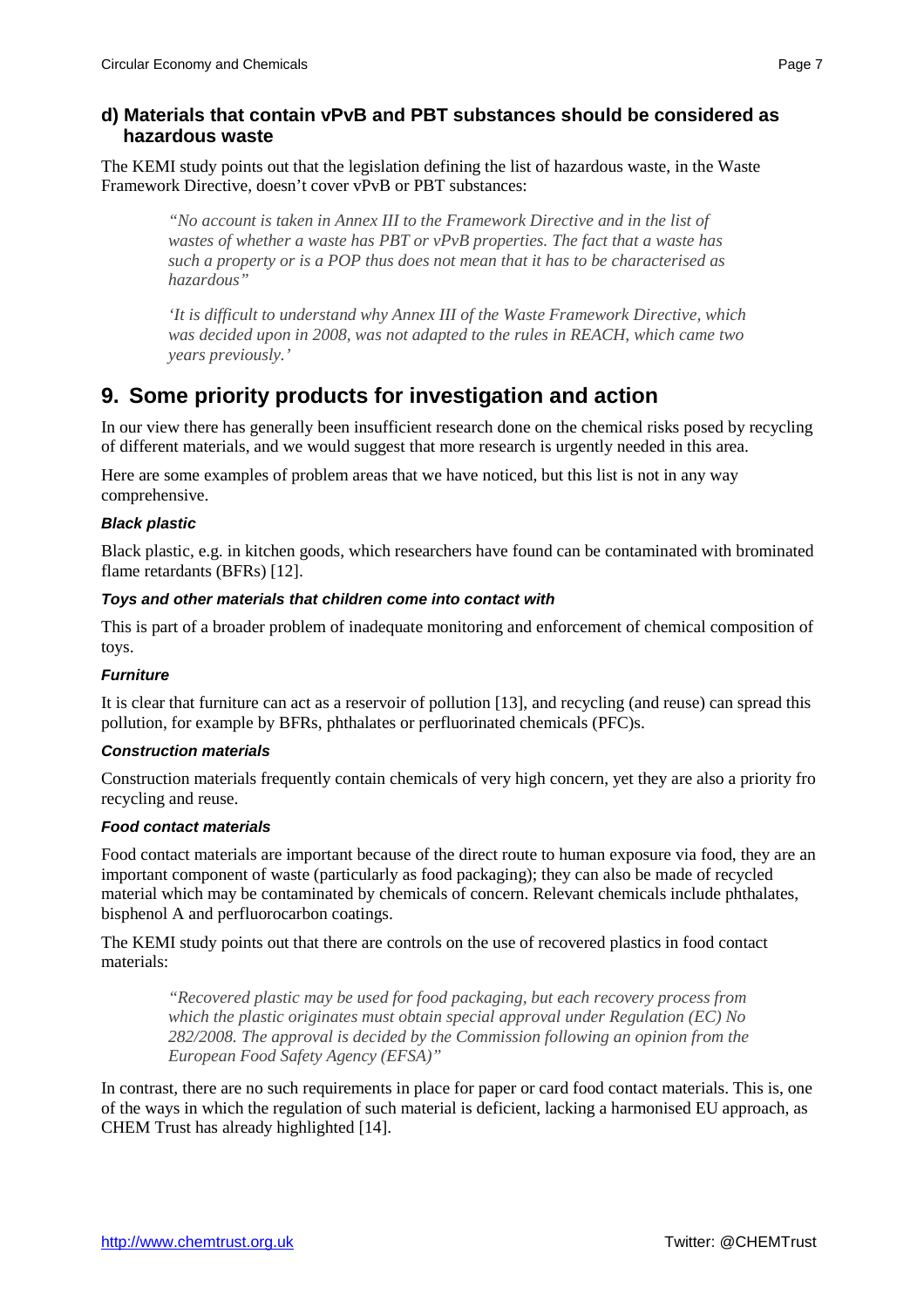### d) Materials that contain vPvB and PBT substances should be considered as hazardous waste

The KEMI study points out that the legislation defining the list of hazardous waste, in the Waste Framework Directive, doesn't cover vPvB or PBT substances:

> *"No account is taken in Annex III to the Framework Directive and in the list of wastes of whether a waste has PBT or vPvB properties. The fact that a waste has such a property or is a POP thus does not mean that it has to be characterised as hazardous"*
>
> *'It is difficult to understand why Annex III of the Waste Framework Directive, which was decided upon in 2008, was not adapted to the rules in REACH, which came two years previously.'*

## 9. Some priority products for investigation and action

In our view there has generally been insufficient research done on the chemical risks posed by recycling of different materials, and we would suggest that more research is urgently needed in this area.

Here are some examples of problem areas that we have noticed, but this list is not in any way comprehensive.

#### *Black plastic*

Black plastic, e.g. in kitchen goods, which researchers have found can be contaminated with brominated flame retardants (BFRs) [12].

#### *Toys and other materials that children come into contact with*

This is part of a broader problem of inadequate monitoring and enforcement of chemical composition of toys.

#### *Furniture*

It is clear that furniture can act as a reservoir of pollution [13], and recycling (and reuse) can spread this pollution, for example by BFRs, phthalates or perfluorinated chemicals (PFC)s.

#### *Construction materials*

Construction materials frequently contain chemicals of very high concern, yet they are also a priority fro recycling and reuse.

#### *Food contact materials*

Food contact materials are important because of the direct route to human exposure via food, they are an important component of waste (particularly as food packaging); they can also be made of recycled material which may be contaminated by chemicals of concern. Relevant chemicals include phthalates, bisphenol A and perfluorocarbon coatings.

The KEMI study points out that there are controls on the use of recovered plastics in food contact materials:

> *"Recovered plastic may be used for food packaging, but each recovery process from which the plastic originates must obtain special approval under Regulation (EC) No 282/2008. The approval is decided by the Commission following an opinion from the European Food Safety Agency (EFSA)"*

In contrast, there are no such requirements in place for paper or card food contact materials. This is, one of the ways in which the regulation of such material is deficient, lacking a harmonised EU approach, as CHEM Trust has already highlighted [14].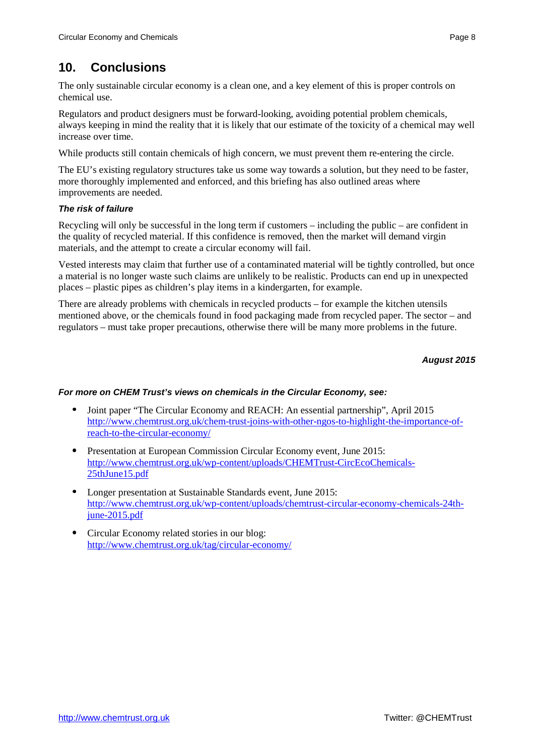## 10. Conclusions

The only sustainable circular economy is a clean one, and a key element of this is proper controls on chemical use.

Regulators and product designers must be forward-looking, avoiding potential problem chemicals, always keeping in mind the reality that it is likely that our estimate of the toxicity of a chemical may well increase over time.

While products still contain chemicals of high concern, we must prevent them re-entering the circle.

The EU's existing regulatory structures take us some way towards a solution, but they need to be faster, more thoroughly implemented and enforced, and this briefing has also outlined areas where improvements are needed.

***The risk of failure***

Recycling will only be successful in the long term if customers – including the public – are confident in the quality of recycled material. If this confidence is removed, then the market will demand virgin materials, and the attempt to create a circular economy will fail.

Vested interests may claim that further use of a contaminated material will be tightly controlled, but once a material is no longer waste such claims are unlikely to be realistic. Products can end up in unexpected places – plastic pipes as children's play items in a kindergarten, for example.

There are already problems with chemicals in recycled products – for example the kitchen utensils mentioned above, or the chemicals found in food packaging made from recycled paper. The sector – and regulators – must take proper precautions, otherwise there will be many more problems in the future.

***August 2015***

***For more on CHEM Trust's views on chemicals in the Circular Economy, see:***

- Joint paper "The Circular Economy and REACH: An essential partnership", April 2015 http://www.chemtrust.org.uk/chem-trust-joins-with-other-ngos-to-highlight-the-importance-of-reach-to-the-circular-economy/
- Presentation at European Commission Circular Economy event, June 2015: http://www.chemtrust.org.uk/wp-content/uploads/CHEMTrust-CircEcoChemicals-25thJune15.pdf
- Longer presentation at Sustainable Standards event, June 2015: http://www.chemtrust.org.uk/wp-content/uploads/chemtrust-circular-economy-chemicals-24th-june-2015.pdf
- Circular Economy related stories in our blog: http://www.chemtrust.org.uk/tag/circular-economy/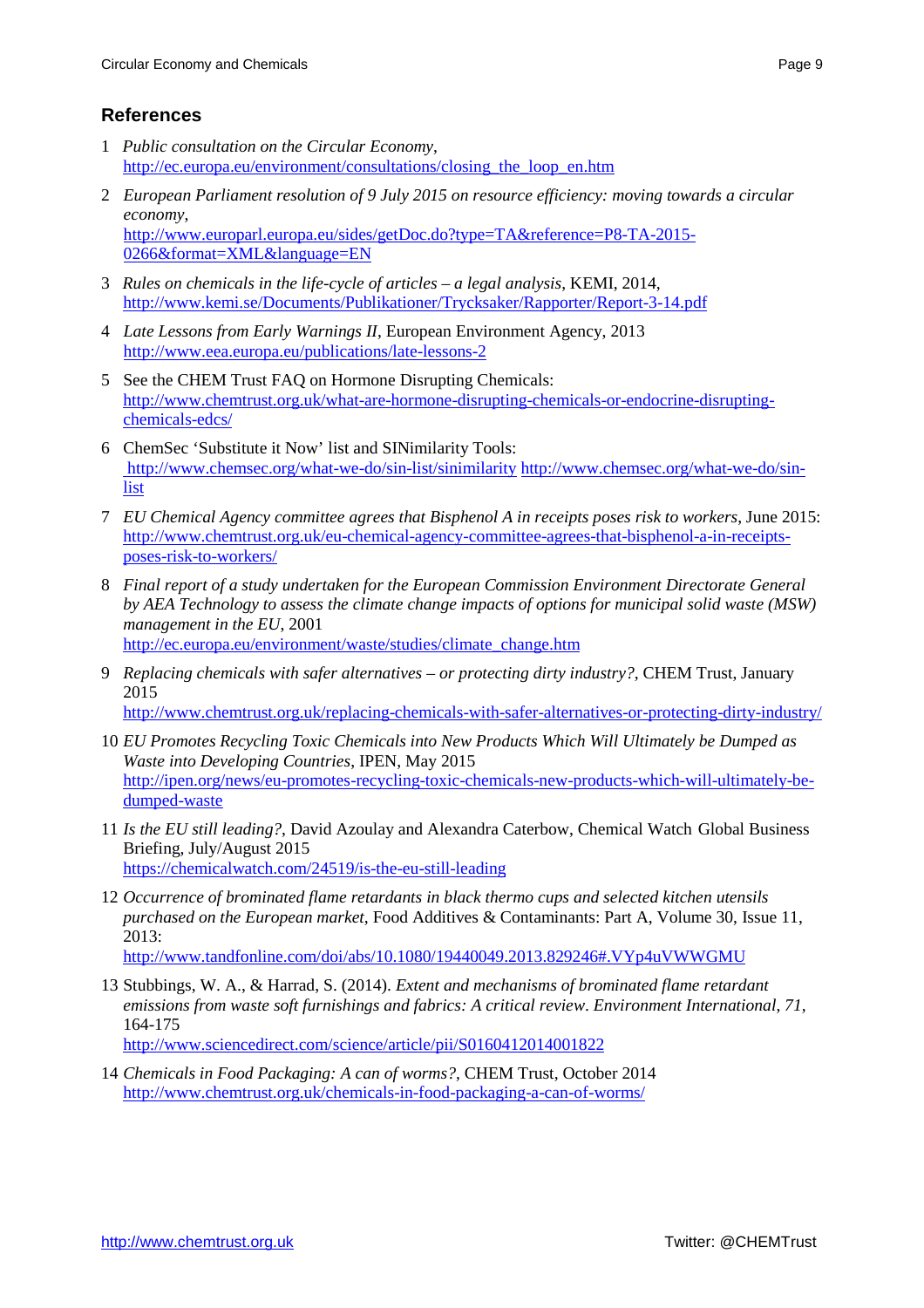## References

1. *Public consultation on the Circular Economy*, http://ec.europa.eu/environment/consultations/closing_the_loop_en.htm
2. *European Parliament resolution of 9 July 2015 on resource efficiency: moving towards a circular economy*, http://www.europarl.europa.eu/sides/getDoc.do?type=TA&reference=P8-TA-2015-0266&format=XML&language=EN
3. *Rules on chemicals in the life-cycle of articles – a legal analysis*, KEMI, 2014, http://www.kemi.se/Documents/Publikationer/Trycksaker/Rapporter/Report-3-14.pdf
4. *Late Lessons from Early Warnings II*, European Environment Agency, 2013 http://www.eea.europa.eu/publications/late-lessons-2
5. See the CHEM Trust FAQ on Hormone Disrupting Chemicals: http://www.chemtrust.org.uk/what-are-hormone-disrupting-chemicals-or-endocrine-disrupting-chemicals-edcs/
6. ChemSec 'Substitute it Now' list and SINimilarity Tools: http://www.chemsec.org/what-we-do/sin-list/sinimilarity http://www.chemsec.org/what-we-do/sin-list
7. *EU Chemical Agency committee agrees that Bisphenol A in receipts poses risk to workers*, June 2015: http://www.chemtrust.org.uk/eu-chemical-agency-committee-agrees-that-bisphenol-a-in-receipts-poses-risk-to-workers/
8. *Final report of a study undertaken for the European Commission Environment Directorate General by AEA Technology to assess the climate change impacts of options for municipal solid waste (MSW) management in the EU*, 2001 http://ec.europa.eu/environment/waste/studies/climate_change.htm
9. *Replacing chemicals with safer alternatives – or protecting dirty industry?*, CHEM Trust, January 2015 http://www.chemtrust.org.uk/replacing-chemicals-with-safer-alternatives-or-protecting-dirty-industry/
10. *EU Promotes Recycling Toxic Chemicals into New Products Which Will Ultimately be Dumped as Waste into Developing Countries*, IPEN, May 2015 http://ipen.org/news/eu-promotes-recycling-toxic-chemicals-new-products-which-will-ultimately-be-dumped-waste
11. *Is the EU still leading?*, David Azoulay and Alexandra Caterbow, Chemical Watch Global Business Briefing, July/August 2015 https://chemicalwatch.com/24519/is-the-eu-still-leading
12. *Occurrence of brominated flame retardants in black thermo cups and selected kitchen utensils purchased on the European market*, Food Additives & Contaminants: Part A, Volume 30, Issue 11, 2013: http://www.tandfonline.com/doi/abs/10.1080/19440049.2013.829246#.VYp4uVWWGMU
13. Stubbings, W. A., & Harrad, S. (2014). *Extent and mechanisms of brominated flame retardant emissions from waste soft furnishings and fabrics: A critical review*. *Environment International*, *71*, 164-175 http://www.sciencedirect.com/science/article/pii/S0160412014001822
14. *Chemicals in Food Packaging: A can of worms?*, CHEM Trust, October 2014 http://www.chemtrust.org.uk/chemicals-in-food-packaging-a-can-of-worms/